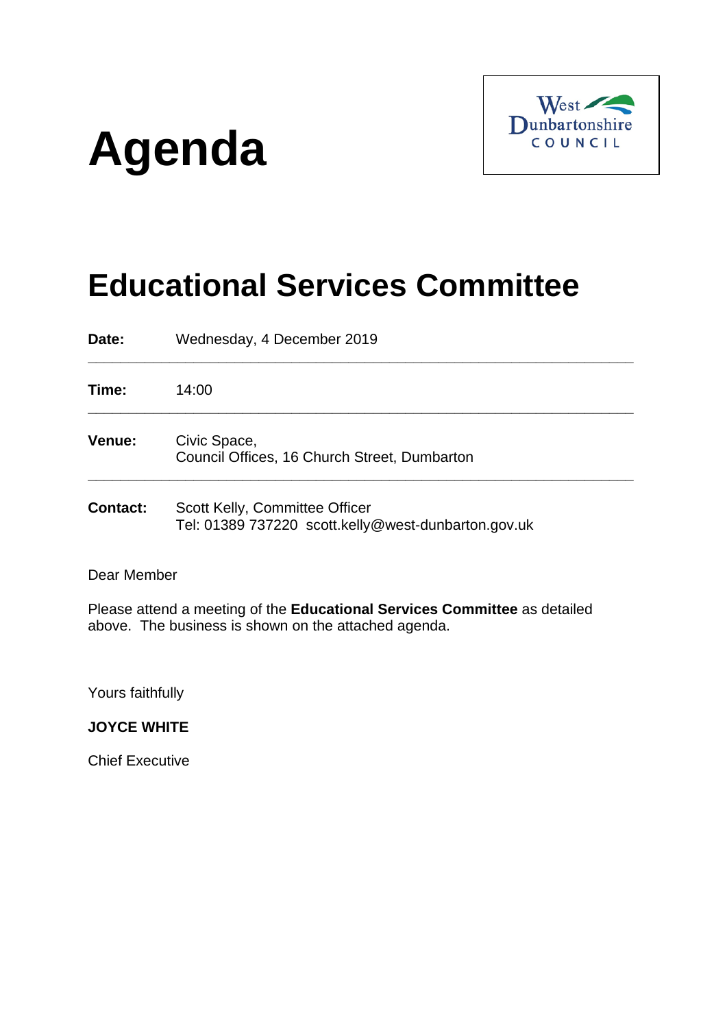# Agenda

West Dunbartonshire COUNCIL

# Educational Services Committee

| | |
|---|---|
| **Date:** | Wednesday, 4 December 2019 |
| **Time:** | 14:00 |
| **Venue:** | Civic Space,<br>Council Offices, 16 Church Street, Dumbarton |
| **Contact:** | Scott Kelly, Committee Officer<br>Tel: 01389 737220 scott.kelly@west-dunbarton.gov.uk |

Dear Member

Please attend a meeting of the **Educational Services Committee** as detailed above. The business is shown on the attached agenda.

Yours faithfully

**JOYCE WHITE**

Chief Executive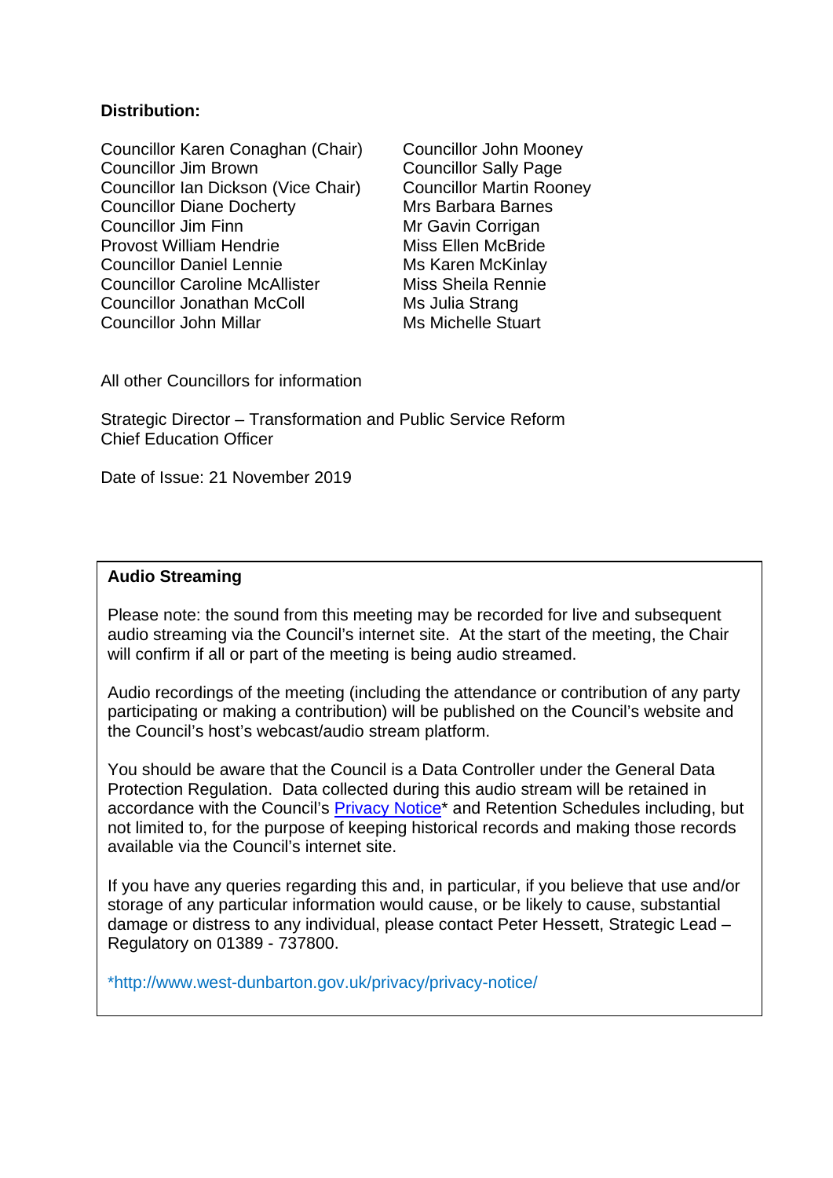**Distribution:**

Councillor Karen Conaghan (Chair)
Councillor Jim Brown
Councillor Ian Dickson (Vice Chair)
Councillor Diane Docherty
Councillor Jim Finn
Provost William Hendrie
Councillor Daniel Lennie
Councillor Caroline McAllister
Councillor Jonathan McColl
Councillor John Millar
Councillor John Mooney
Councillor Sally Page
Councillor Martin Rooney
Mrs Barbara Barnes
Mr Gavin Corrigan
Miss Ellen McBride
Ms Karen McKinlay
Miss Sheila Rennie
Ms Julia Strang
Ms Michelle Stuart

All other Councillors for information

Strategic Director – Transformation and Public Service Reform
Chief Education Officer

Date of Issue: 21 November 2019

**Audio Streaming**

Please note: the sound from this meeting may be recorded for live and subsequent audio streaming via the Council's internet site. At the start of the meeting, the Chair will confirm if all or part of the meeting is being audio streamed.

Audio recordings of the meeting (including the attendance or contribution of any party participating or making a contribution) will be published on the Council's website and the Council's host's webcast/audio stream platform.

You should be aware that the Council is a Data Controller under the General Data Protection Regulation. Data collected during this audio stream will be retained in accordance with the Council's Privacy Notice* and Retention Schedules including, but not limited to, for the purpose of keeping historical records and making those records available via the Council's internet site.

If you have any queries regarding this and, in particular, if you believe that use and/or storage of any particular information would cause, or be likely to cause, substantial damage or distress to any individual, please contact Peter Hessett, Strategic Lead – Regulatory on 01389 - 737800.

*http://www.west-dunbarton.gov.uk/privacy/privacy-notice/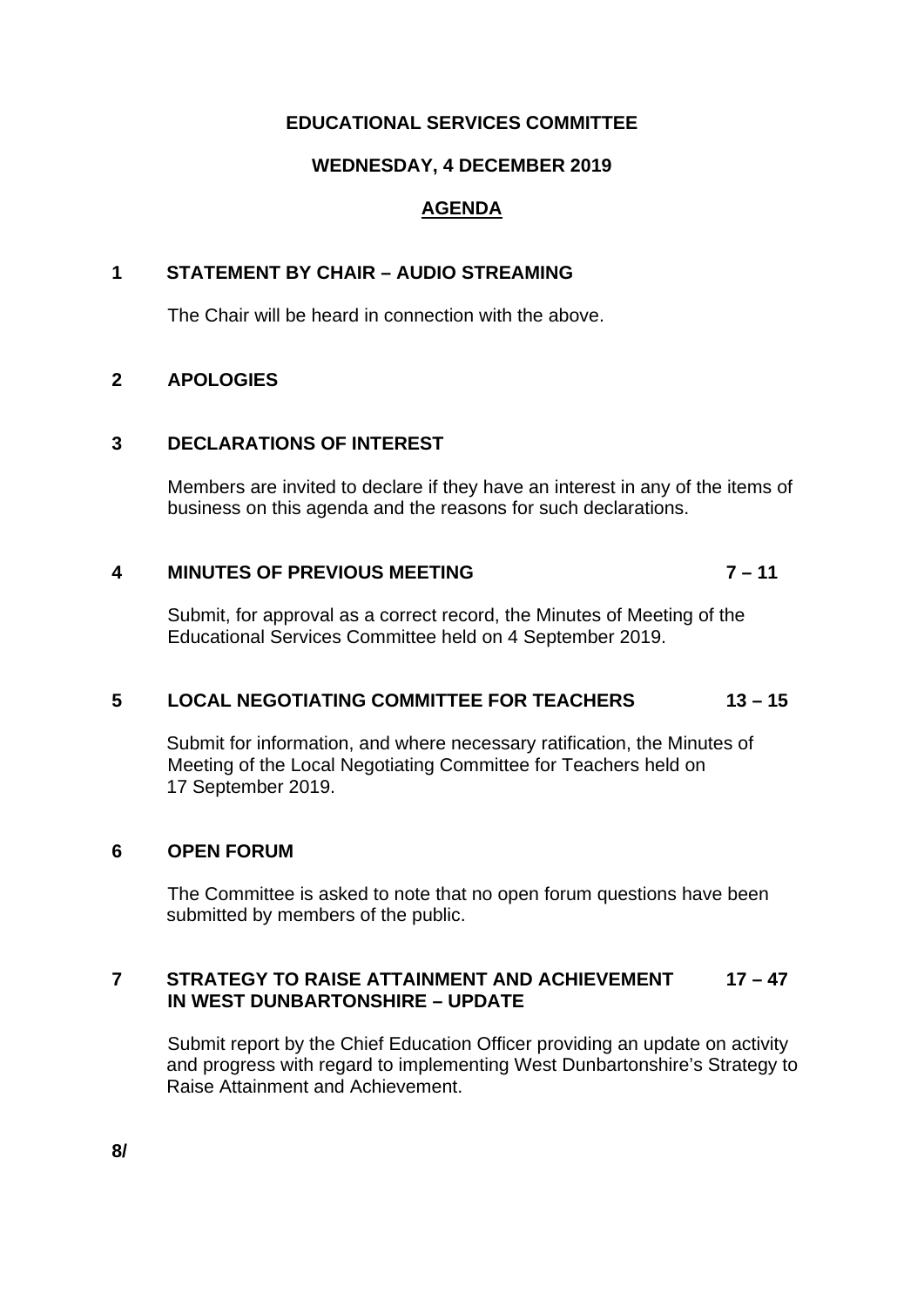**EDUCATIONAL SERVICES COMMITTEE**

**WEDNESDAY, 4 DECEMBER 2019**

**AGENDA**

**1 STATEMENT BY CHAIR – AUDIO STREAMING**

The Chair will be heard in connection with the above.

**2 APOLOGIES**

**3 DECLARATIONS OF INTEREST**

Members are invited to declare if they have an interest in any of the items of business on this agenda and the reasons for such declarations.

**4 MINUTES OF PREVIOUS MEETING 7 – 11**

Submit, for approval as a correct record, the Minutes of Meeting of the Educational Services Committee held on 4 September 2019.

**5 LOCAL NEGOTIATING COMMITTEE FOR TEACHERS 13 – 15**

Submit for information, and where necessary ratification, the Minutes of Meeting of the Local Negotiating Committee for Teachers held on 17 September 2019.

**6 OPEN FORUM**

The Committee is asked to note that no open forum questions have been submitted by members of the public.

**7 STRATEGY TO RAISE ATTAINMENT AND ACHIEVEMENT IN WEST DUNBARTONSHIRE – UPDATE 17 – 47**

Submit report by the Chief Education Officer providing an update on activity and progress with regard to implementing West Dunbartonshire's Strategy to Raise Attainment and Achievement.

**8/**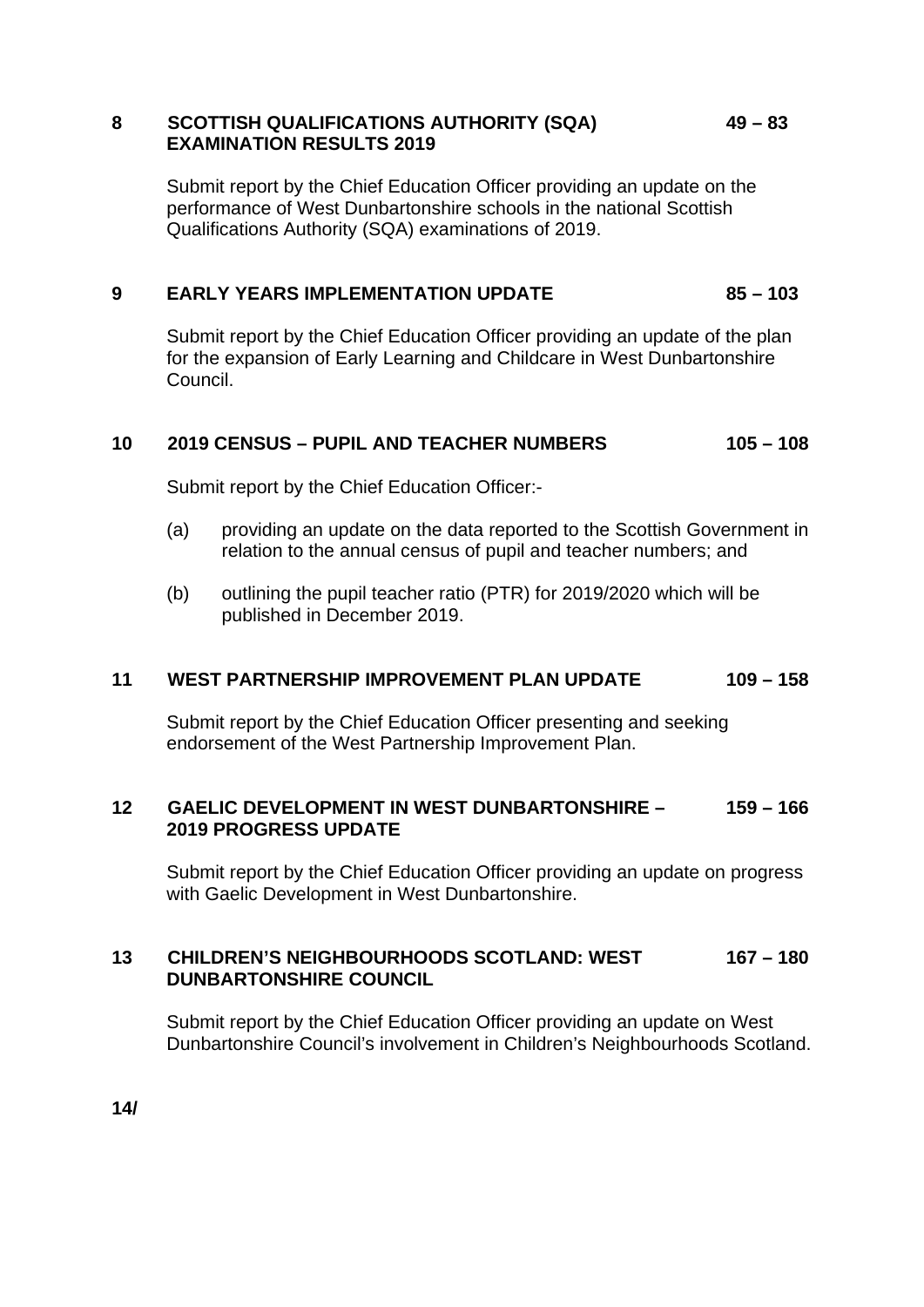**8 SCOTTISH QUALIFICATIONS AUTHORITY (SQA) EXAMINATION RESULTS 2019** **49 – 83**

Submit report by the Chief Education Officer providing an update on the performance of West Dunbartonshire schools in the national Scottish Qualifications Authority (SQA) examinations of 2019.

**9 EARLY YEARS IMPLEMENTATION UPDATE** **85 – 103**

Submit report by the Chief Education Officer providing an update of the plan for the expansion of Early Learning and Childcare in West Dunbartonshire Council.

**10 2019 CENSUS – PUPIL AND TEACHER NUMBERS** **105 – 108**

Submit report by the Chief Education Officer:-

(a) providing an update on the data reported to the Scottish Government in relation to the annual census of pupil and teacher numbers; and

(b) outlining the pupil teacher ratio (PTR) for 2019/2020 which will be published in December 2019.

**11 WEST PARTNERSHIP IMPROVEMENT PLAN UPDATE** **109 – 158**

Submit report by the Chief Education Officer presenting and seeking endorsement of the West Partnership Improvement Plan.

**12 GAELIC DEVELOPMENT IN WEST DUNBARTONSHIRE – 2019 PROGRESS UPDATE** **159 – 166**

Submit report by the Chief Education Officer providing an update on progress with Gaelic Development in West Dunbartonshire.

**13 CHILDREN'S NEIGHBOURHOODS SCOTLAND: WEST DUNBARTONSHIRE COUNCIL** **167 – 180**

Submit report by the Chief Education Officer providing an update on West Dunbartonshire Council's involvement in Children's Neighbourhoods Scotland.

**14/**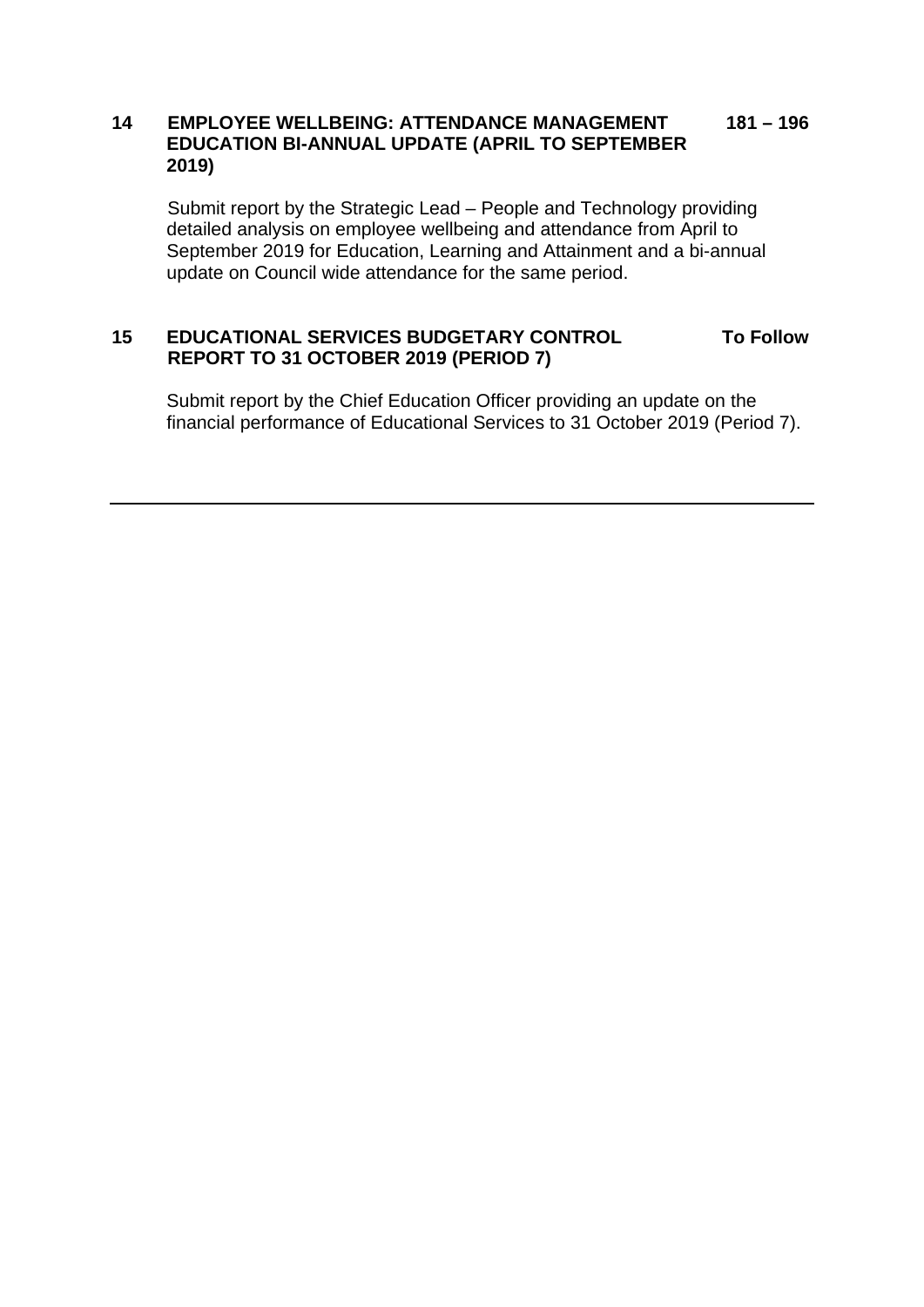**14 EMPLOYEE WELLBEING: ATTENDANCE MANAGEMENT EDUCATION BI-ANNUAL UPDATE (APRIL TO SEPTEMBER 2019)** **181 – 196**

Submit report by the Strategic Lead – People and Technology providing detailed analysis on employee wellbeing and attendance from April to September 2019 for Education, Learning and Attainment and a bi-annual update on Council wide attendance for the same period.

**15 EDUCATIONAL SERVICES BUDGETARY CONTROL REPORT TO 31 OCTOBER 2019 (PERIOD 7)** **To Follow**

Submit report by the Chief Education Officer providing an update on the financial performance of Educational Services to 31 October 2019 (Period 7).

---